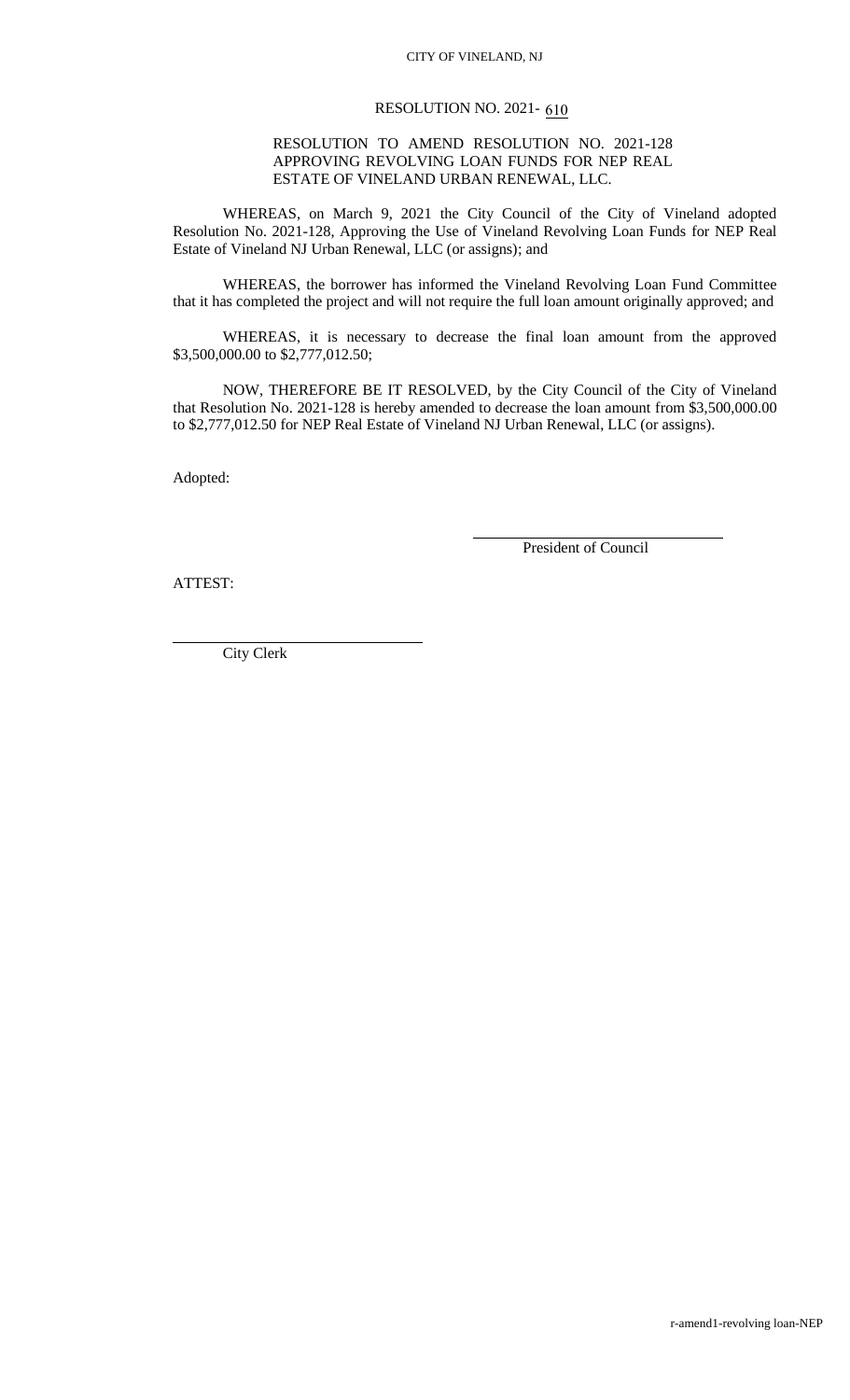CITY OF VINELAND, NJ

RESOLUTION NO. 2021- 610

RESOLUTION TO AMEND RESOLUTION NO. 2021-128 APPROVING REVOLVING LOAN FUNDS FOR NEP REAL ESTATE OF VINELAND URBAN RENEWAL, LLC.

WHEREAS, on March 9, 2021 the City Council of the City of Vineland adopted Resolution No. 2021-128, Approving the Use of Vineland Revolving Loan Funds for NEP Real Estate of Vineland NJ Urban Renewal, LLC (or assigns); and

WHEREAS, the borrower has informed the Vineland Revolving Loan Fund Committee that it has completed the project and will not require the full loan amount originally approved; and

WHEREAS, it is necessary to decrease the final loan amount from the approved $3,500,000.00 to $2,777,012.50;

NOW, THEREFORE BE IT RESOLVED, by the City Council of the City of Vineland that Resolution No. 2021-128 is hereby amended to decrease the loan amount from $3,500,000.00 to $2,777,012.50 for NEP Real Estate of Vineland NJ Urban Renewal, LLC (or assigns).

Adopted:

\_\_\_\_\_\_\_\_\_\_\_\_\_\_\_\_\_\_\_\_\_\_\_\_\_\_\_\_\_\_
President of Council

ATTEST:

\_\_\_\_\_\_\_\_\_\_\_\_\_\_\_\_\_\_\_\_\_\_\_\_\_\_\_\_\_\_
City Clerk

r-amend1-revolving loan-NEP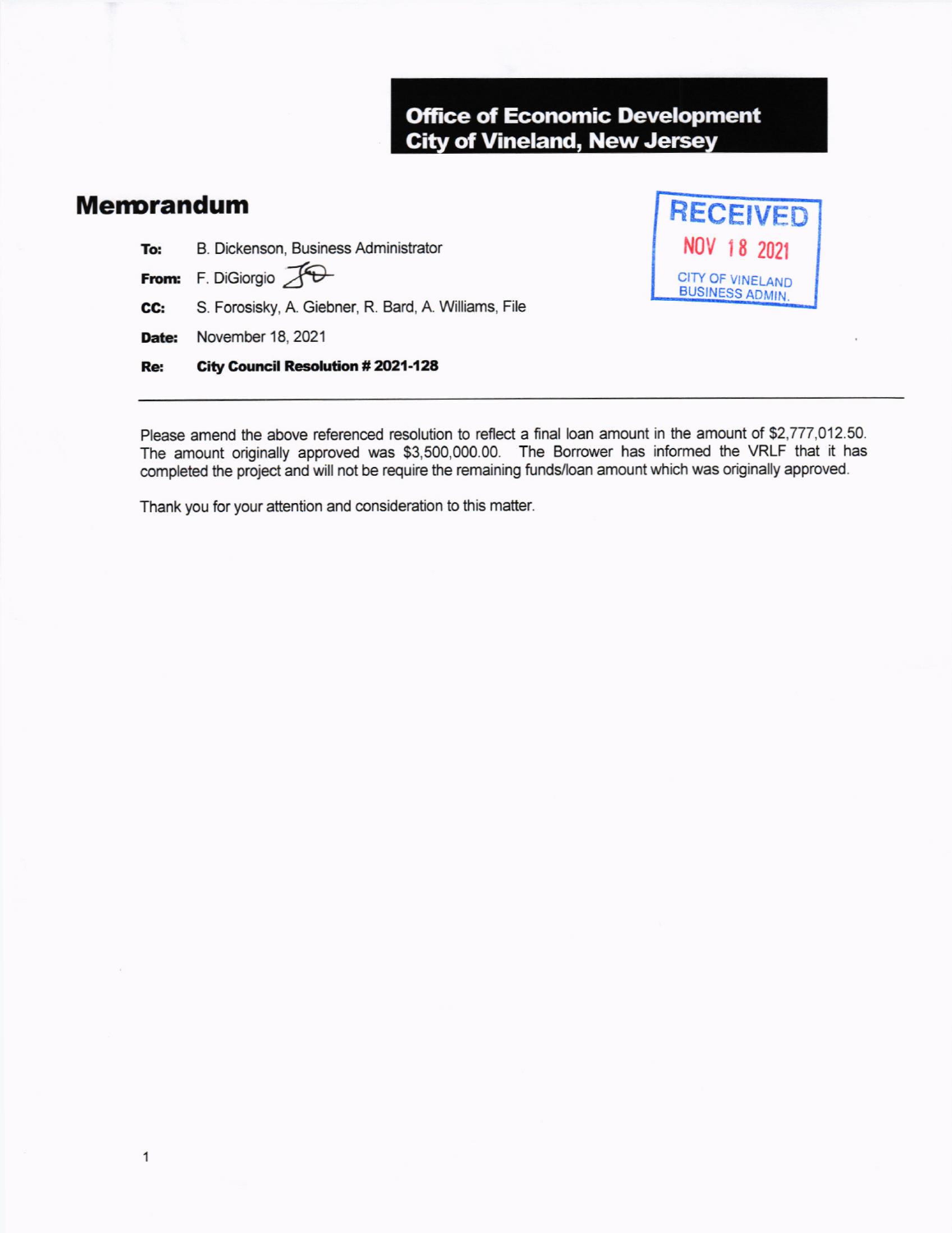**Office of Economic Development**
**City of Vineland, New Jersey**

# Memorandum

RECEIVED
NOV 18 2021
CITY OF VINELAND
BUSINESS ADMIN.

**To:** B. Dickenson, Business Administrator

**From:** F. DiGiorgio

**CC:** S. Forosisky, A. Giebner, R. Bard, A. Williams, File

**Date:** November 18, 2021

**Re:** **City Council Resolution # 2021-128**

---

Please amend the above referenced resolution to reflect a final loan amount in the amount of $2,777,012.50. The amount originally approved was $3,500,000.00. The Borrower has informed the VRLF that it has completed the project and will not be require the remaining funds/loan amount which was originally approved.

Thank you for your attention and consideration to this matter.